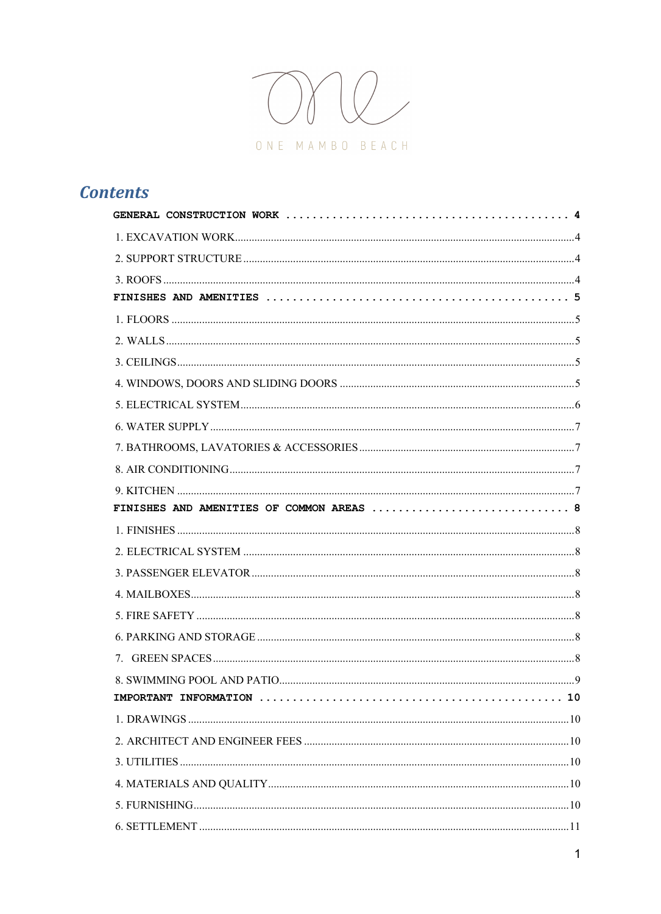ONE MAMBO BEACH

## Contents

**GENERAL CONSTRUCTION WORK** .......... 4

1. EXCAVATION WORK .......... 4
2. SUPPORT STRUCTURE .......... 4
3. ROOFS .......... 4

**FINISHES AND AMENITIES** .......... 5

1. FLOORS .......... 5
2. WALLS .......... 5
3. CEILINGS .......... 5
4. WINDOWS, DOORS AND SLIDING DOORS .......... 5
5. ELECTRICAL SYSTEM .......... 6
6. WATER SUPPLY .......... 7
7. BATHROOMS, LAVATORIES & ACCESSORIES .......... 7
8. AIR CONDITIONING .......... 7
9. KITCHEN .......... 7

**FINISHES AND AMENITIES OF COMMON AREAS** .......... 8

1. FINISHES .......... 8
2. ELECTRICAL SYSTEM .......... 8
3. PASSENGER ELEVATOR .......... 8
4. MAILBOXES .......... 8
5. FIRE SAFETY .......... 8
6. PARKING AND STORAGE .......... 8
7. GREEN SPACES .......... 8
8. SWIMMING POOL AND PATIO .......... 9

**IMPORTANT INFORMATION** .......... 10

1. DRAWINGS .......... 10
2. ARCHITECT AND ENGINEER FEES .......... 10
3. UTILITIES .......... 10
4. MATERIALS AND QUALITY .......... 10
5. FURNISHING .......... 10
6. SETTLEMENT .......... 11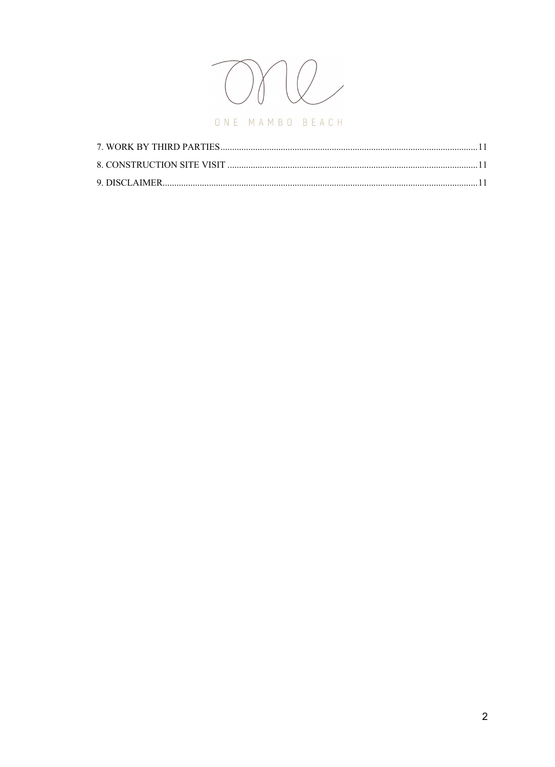7. WORK BY THIRD PARTIES ........................................................................................ 11
8. CONSTRUCTION SITE VISIT ................................................................................... 11
9. DISCLAIMER .............................................................................................................. 11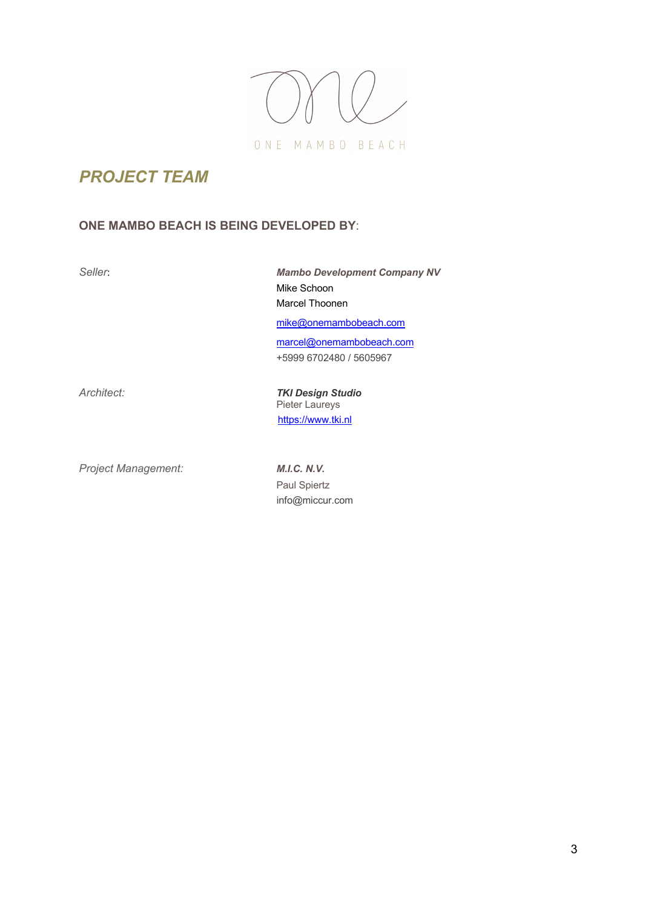ONE MAMBO BEACH

## *PROJECT TEAM*

### ONE MAMBO BEACH IS BEING DEVELOPED BY:

| | |
|---|---|
| *Seller*: | ***Mambo Development Company NV***<br>Mike Schoon<br>Marcel Thoonen<br>mike@onemambobeach.com<br>marcel@onemambobeach.com<br>+5999 6702480 / 5605967 |
| *Architect:* | ***TKI Design Studio***<br>Pieter Laureys<br>https://www.tki.nl |
| *Project Management:* | ***M.I.C. N.V.***<br>Paul Spiertz<br>info@miccur.com |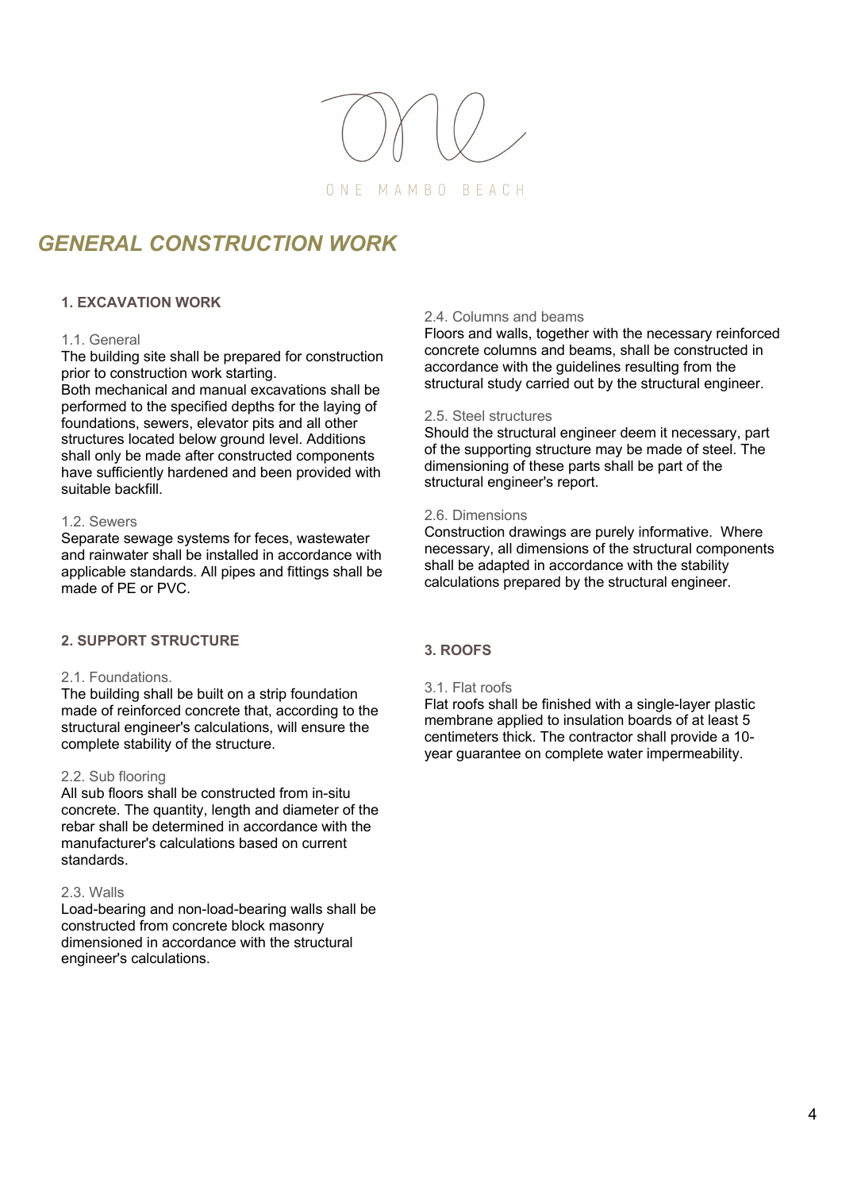ONE MAMBO BEACH

# GENERAL CONSTRUCTION WORK

## 1. EXCAVATION WORK

### 1.1. General

The building site shall be prepared for construction prior to construction work starting.
Both mechanical and manual excavations shall be performed to the specified depths for the laying of foundations, sewers, elevator pits and all other structures located below ground level. Additions shall only be made after constructed components have sufficiently hardened and been provided with suitable backfill.

### 1.2. Sewers

Separate sewage systems for feces, wastewater and rainwater shall be installed in accordance with applicable standards. All pipes and fittings shall be made of PE or PVC.

## 2. SUPPORT STRUCTURE

### 2.1. Foundations.

The building shall be built on a strip foundation made of reinforced concrete that, according to the structural engineer's calculations, will ensure the complete stability of the structure.

### 2.2. Sub flooring

All sub floors shall be constructed from in-situ concrete. The quantity, length and diameter of the rebar shall be determined in accordance with the manufacturer's calculations based on current standards.

### 2.3. Walls

Load-bearing and non-load-bearing walls shall be constructed from concrete block masonry dimensioned in accordance with the structural engineer's calculations.

### 2.4. Columns and beams

Floors and walls, together with the necessary reinforced concrete columns and beams, shall be constructed in accordance with the guidelines resulting from the structural study carried out by the structural engineer.

### 2.5. Steel structures

Should the structural engineer deem it necessary, part of the supporting structure may be made of steel. The dimensioning of these parts shall be part of the structural engineer's report.

### 2.6. Dimensions

Construction drawings are purely informative. Where necessary, all dimensions of the structural components shall be adapted in accordance with the stability calculations prepared by the structural engineer.

## 3. ROOFS

### 3.1. Flat roofs

Flat roofs shall be finished with a single-layer plastic membrane applied to insulation boards of at least 5 centimeters thick. The contractor shall provide a 10-year guarantee on complete water impermeability.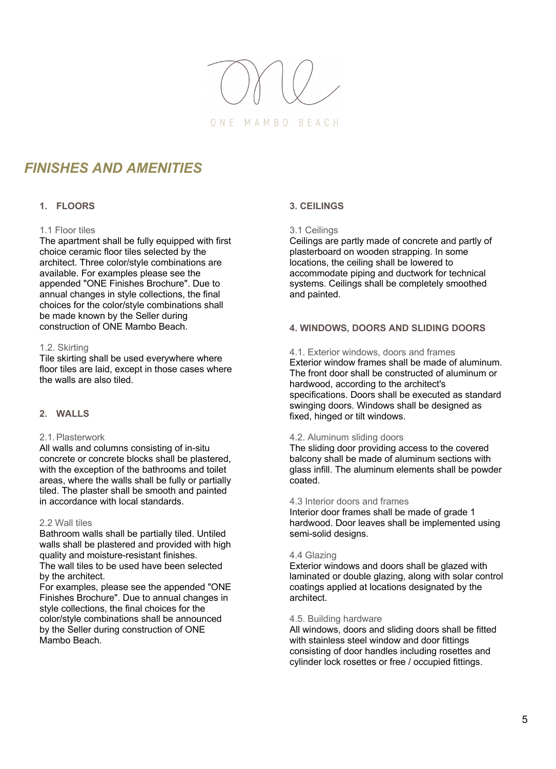ONE MAMBO BEACH

# *FINISHES AND AMENITIES*

## 1. FLOORS

### 1.1 Floor tiles

The apartment shall be fully equipped with first choice ceramic floor tiles selected by the architect. Three color/style combinations are available. For examples please see the appended "ONE Finishes Brochure". Due to annual changes in style collections, the final choices for the color/style combinations shall be made known by the Seller during construction of ONE Mambo Beach.

### 1.2. Skirting

Tile skirting shall be used everywhere where floor tiles are laid, except in those cases where the walls are also tiled.

## 2. WALLS

### 2.1. Plasterwork

All walls and columns consisting of in-situ concrete or concrete blocks shall be plastered, with the exception of the bathrooms and toilet areas, where the walls shall be fully or partially tiled. The plaster shall be smooth and painted in accordance with local standards.

### 2.2 Wall tiles

Bathroom walls shall be partially tiled. Untiled walls shall be plastered and provided with high quality and moisture-resistant finishes.
The wall tiles to be used have been selected by the architect.
For examples, please see the appended "ONE Finishes Brochure". Due to annual changes in style collections, the final choices for the color/style combinations shall be announced by the Seller during construction of ONE Mambo Beach.

## 3. CEILINGS

### 3.1 Ceilings

Ceilings are partly made of concrete and partly of plasterboard on wooden strapping. In some locations, the ceiling shall be lowered to accommodate piping and ductwork for technical systems. Ceilings shall be completely smoothed and painted.

## 4. WINDOWS, DOORS AND SLIDING DOORS

### 4.1. Exterior windows, doors and frames

Exterior window frames shall be made of aluminum. The front door shall be constructed of aluminum or hardwood, according to the architect's specifications. Doors shall be executed as standard swinging doors. Windows shall be designed as fixed, hinged or tilt windows.

### 4.2. Aluminum sliding doors

The sliding door providing access to the covered balcony shall be made of aluminum sections with glass infill. The aluminum elements shall be powder coated.

### 4.3 Interior doors and frames

Interior door frames shall be made of grade 1 hardwood. Door leaves shall be implemented using semi-solid designs.

### 4.4 Glazing

Exterior windows and doors shall be glazing with laminated or double glazing, along with solar control coatings applied at locations designated by the architect.

### 4.5. Building hardware

All windows, doors and sliding doors shall be fitted with stainless steel window and door fittings consisting of door handles including rosettes and cylinder lock rosettes or free / occupied fittings.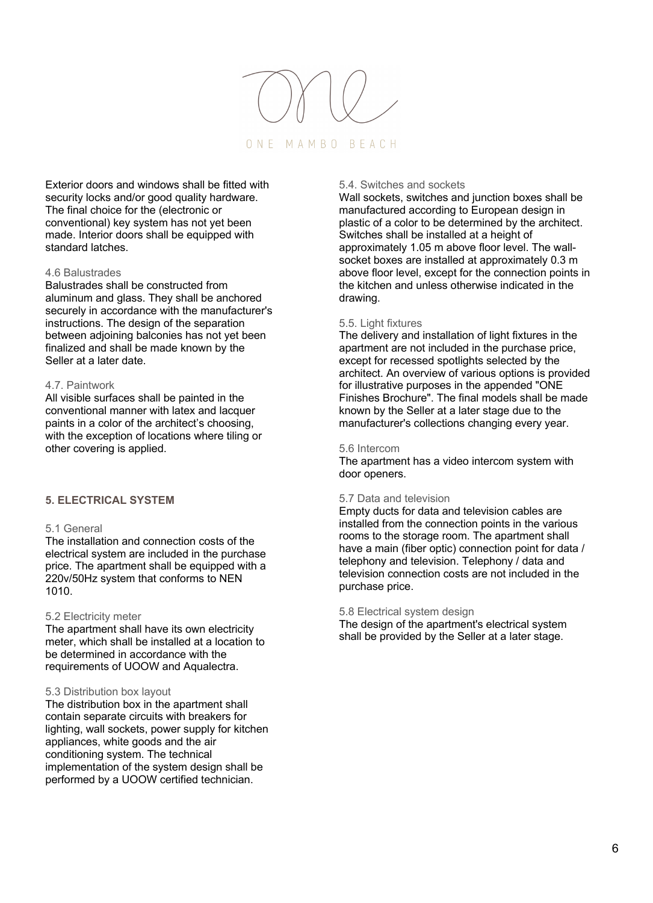Exterior doors and windows shall be fitted with security locks and/or good quality hardware. The final choice for the (electronic or conventional) key system has not yet been made. Interior doors shall be equipped with standard latches.

#### 4.6 Balustrades

Balustrades shall be constructed from aluminum and glass. They shall be anchored securely in accordance with the manufacturer's instructions. The design of the separation between adjoining balconies has not yet been finalized and shall be made known by the Seller at a later date.

#### 4.7. Paintwork

All visible surfaces shall be painted in the conventional manner with latex and lacquer paints in a color of the architect's choosing, with the exception of locations where tiling or other covering is applied.

## 5. ELECTRICAL SYSTEM

#### 5.1 General

The installation and connection costs of the electrical system are included in the purchase price. The apartment shall be equipped with a 220v/50Hz system that conforms to NEN 1010.

#### 5.2 Electricity meter

The apartment shall have its own electricity meter, which shall be installed at a location to be determined in accordance with the requirements of UOOW and Aqualectra.

#### 5.3 Distribution box layout

The distribution box in the apartment shall contain separate circuits with breakers for lighting, wall sockets, power supply for kitchen appliances, white goods and the air conditioning system. The technical implementation of the system design shall be performed by a UOOW certified technician.

#### 5.4. Switches and sockets

Wall sockets, switches and junction boxes shall be manufactured according to European design in plastic of a color to be determined by the architect. Switches shall be installed at a height of approximately 1.05 m above floor level. The wall-socket boxes are installed at approximately 0.3 m above floor level, except for the connection points in the kitchen and unless otherwise indicated in the drawing.

#### 5.5. Light fixtures

The delivery and installation of light fixtures in the apartment are not included in the purchase price, except for recessed spotlights selected by the architect. An overview of various options is provided for illustrative purposes in the appended "ONE Finishes Brochure". The final models shall be made known by the Seller at a later stage due to the manufacturer's collections changing every year.

#### 5.6 Intercom

The apartment has a video intercom system with door openers.

#### 5.7 Data and television

Empty ducts for data and television cables are installed from the connection points in the various rooms to the storage room. The apartment shall have a main (fiber optic) connection point for data / telephony and television. Telephony / data and television connection costs are not included in the purchase price.

#### 5.8 Electrical system design

The design of the apartment's electrical system shall be provided by the Seller at a later stage.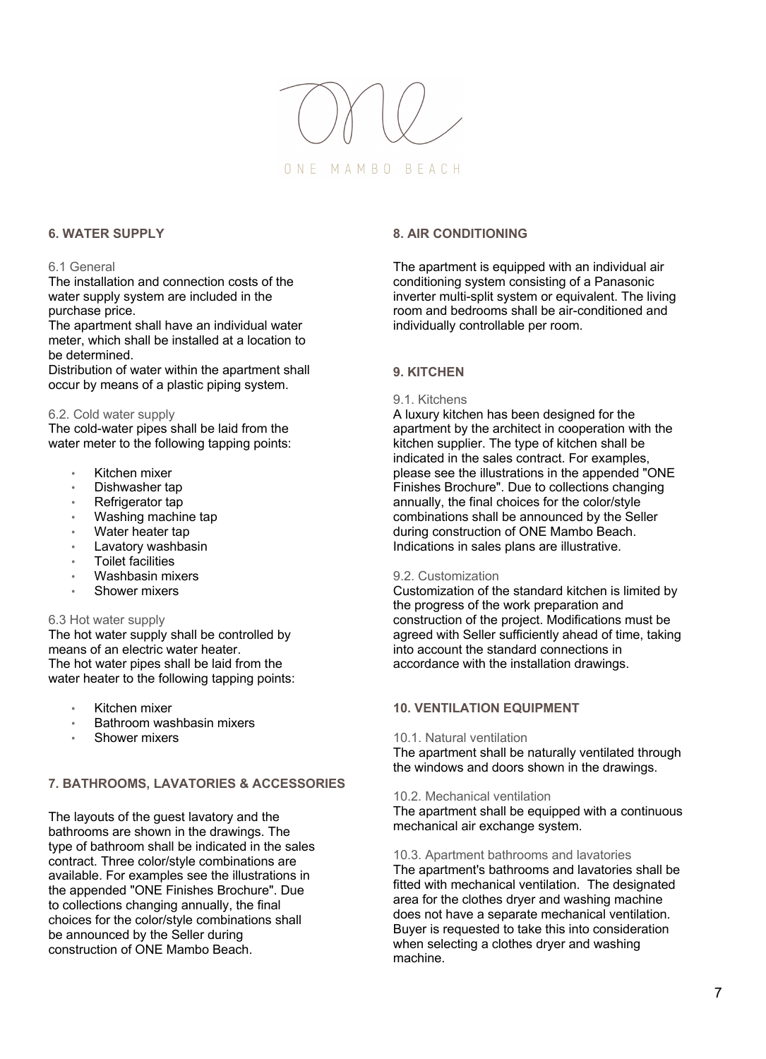## 6. WATER SUPPLY

### 6.1 General

The installation and connection costs of the water supply system are included in the purchase price.

The apartment shall have an individual water meter, which shall be installed at a location to be determined.

Distribution of water within the apartment shall occur by means of a plastic piping system.

### 6.2. Cold water supply

The cold-water pipes shall be laid from the water meter to the following tapping points:

- Kitchen mixer
- Dishwasher tap
- Refrigerator tap
- Washing machine tap
- Water heater tap
- Lavatory washbasin
- Toilet facilities
- Washbasin mixers
- Shower mixers

### 6.3 Hot water supply

The hot water supply shall be controlled by means of an electric water heater.

The hot water pipes shall be laid from the water heater to the following tapping points:

- Kitchen mixer
- Bathroom washbasin mixers
- Shower mixers

## 7. BATHROOMS, LAVATORIES & ACCESSORIES

The layouts of the guest lavatory and the bathrooms are shown in the drawings. The type of bathroom shall be indicated in the sales contract. Three color/style combinations are available. For examples see the illustrations in the appended "ONE Finishes Brochure". Due to collections changing annually, the final choices for the color/style combinations shall be announced by the Seller during construction of ONE Mambo Beach.

## 8. AIR CONDITIONING

The apartment is equipped with an individual air conditioning system consisting of a Panasonic inverter multi-split system or equivalent. The living room and bedrooms shall be air-conditioned and individually controllable per room.

## 9. KITCHEN

### 9.1. Kitchens

A luxury kitchen has been designed for the apartment by the architect in cooperation with the kitchen supplier. The type of kitchen shall be indicated in the sales contract. For examples, please see the illustrations in the appended "ONE Finishes Brochure". Due to collections changing annually, the final choices for the color/style combinations shall be announced by the Seller during construction of ONE Mambo Beach. Indications in sales plans are illustrative.

### 9.2. Customization

Customization of the standard kitchen is limited by the progress of the work preparation and construction of the project. Modifications must be agreed with Seller sufficiently ahead of time, taking into account the standard connections in accordance with the installation drawings.

## 10. VENTILATION EQUIPMENT

### 10.1. Natural ventilation

The apartment shall be naturally ventilated through the windows and doors shown in the drawings.

### 10.2. Mechanical ventilation

The apartment shall be equipped with a continuous mechanical air exchange system.

### 10.3. Apartment bathrooms and lavatories

The apartment's bathrooms and lavatories shall be fitted with mechanical ventilation. The designated area for the clothes dryer and washing machine does not have a separate mechanical ventilation. Buyer is requested to take this into consideration when selecting a clothes dryer and washing machine.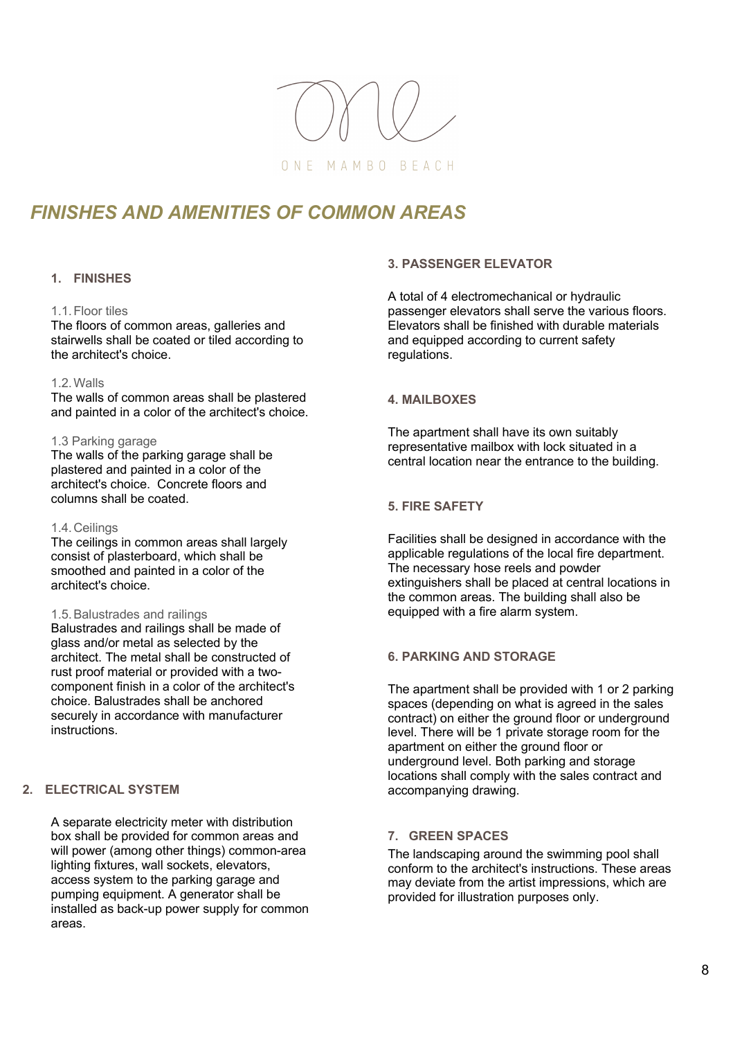ONE MAMBO BEACH

# *FINISHES AND AMENITIES OF COMMON AREAS*

## 1. FINISHES

### 1.1. Floor tiles

The floors of common areas, galleries and stairwells shall be coated or tiled according to the architect's choice.

### 1.2. Walls

The walls of common areas shall be plastered and painted in a color of the architect's choice.

### 1.3 Parking garage

The walls of the parking garage shall be plastered and painted in a color of the architect's choice. Concrete floors and columns shall be coated.

### 1.4. Ceilings

The ceilings in common areas shall largely consist of plasterboard, which shall be smoothed and painted in a color of the architect's choice.

### 1.5. Balustrades and railings

Balustrades and railings shall be made of glass and/or metal as selected by the architect. The metal shall be constructed of rust proof material or provided with a two-component finish in a color of the architect's choice. Balustrades shall be anchored securely in accordance with manufacturer instructions.

## 2. ELECTRICAL SYSTEM

A separate electricity meter with distribution box shall be provided for common areas and will power (among other things) common-area lighting fixtures, wall sockets, elevators, access system to the parking garage and pumping equipment. A generator shall be installed as back-up power supply for common areas.

## 3. PASSENGER ELEVATOR

A total of 4 electromechanical or hydraulic passenger elevators shall serve the various floors. Elevators shall be finished with durable materials and equipped according to current safety regulations.

## 4. MAILBOXES

The apartment shall have its own suitably representative mailbox with lock situated in a central location near the entrance to the building.

## 5. FIRE SAFETY

Facilities shall be designed in accordance with the applicable regulations of the local fire department. The necessary hose reels and powder extinguishers shall be placed at central locations in the common areas. The building shall also be equipped with a fire alarm system.

## 6. PARKING AND STORAGE

The apartment shall be provided with 1 or 2 parking spaces (depending on what is agreed in the sales contract) on either the ground floor or underground level. There will be 1 private storage room for the apartment on either the ground floor or underground level. Both parking and storage locations shall comply with the sales contract and accompanying drawing.

## 7. GREEN SPACES

The landscaping around the swimming pool shall conform to the architect's instructions. These areas may deviate from the artist impressions, which are provided for illustration purposes only.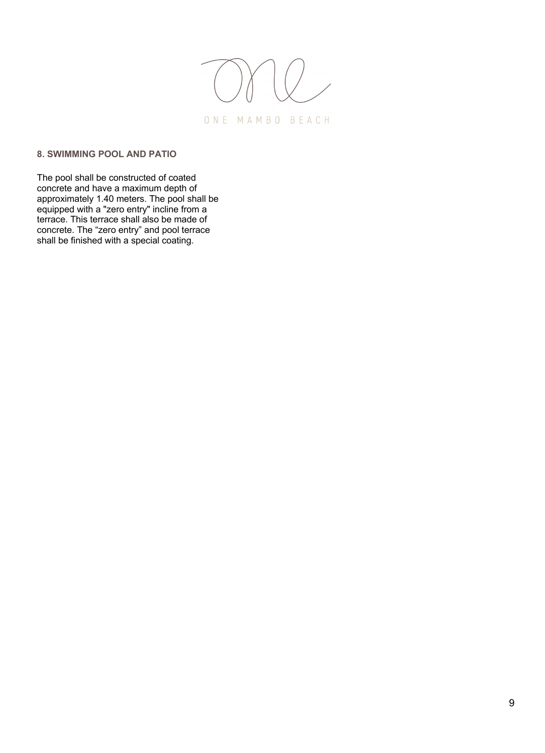## 8. SWIMMING POOL AND PATIO

The pool shall be constructed of coated concrete and have a maximum depth of approximately 1.40 meters. The pool shall be equipped with a "zero entry" incline from a terrace. This terrace shall also be made of concrete. The “zero entry” and pool terrace shall be finished with a special coating.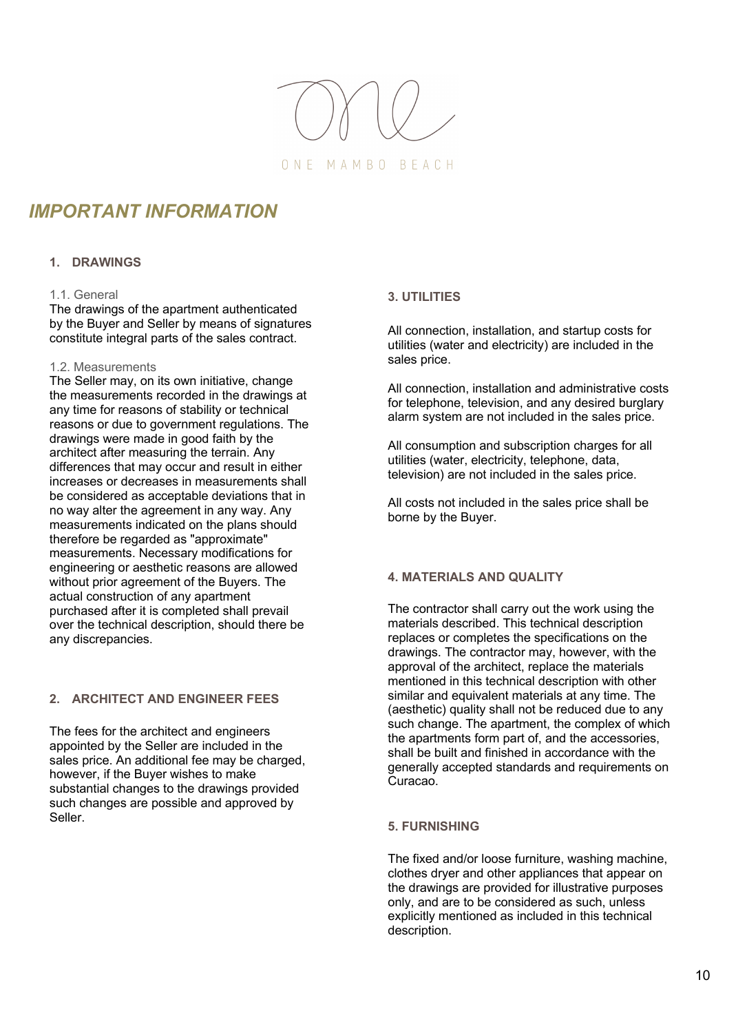ONE MAMBO BEACH

# IMPORTANT INFORMATION

## 1. DRAWINGS

### 1.1. General

The drawings of the apartment authenticated by the Buyer and Seller by means of signatures constitute integral parts of the sales contract.

### 1.2. Measurements

The Seller may, on its own initiative, change the measurements recorded in the drawings at any time for reasons of stability or technical reasons or due to government regulations. The drawings were made in good faith by the architect after measuring the terrain. Any differences that may occur and result in either increases or decreases in measurements shall be considered as acceptable deviations that in no way alter the agreement in any way. Any measurements indicated on the plans should therefore be regarded as "approximate" measurements. Necessary modifications for engineering or aesthetic reasons are allowed without prior agreement of the Buyers. The actual construction of any apartment purchased after it is completed shall prevail over the technical description, should there be any discrepancies.

## 2. ARCHITECT AND ENGINEER FEES

The fees for the architect and engineers appointed by the Seller are included in the sales price. An additional fee may be charged, however, if the Buyer wishes to make substantial changes to the drawings provided such changes are possible and approved by Seller.

## 3. UTILITIES

All connection, installation, and startup costs for utilities (water and electricity) are included in the sales price.

All connection, installation and administrative costs for telephone, television, and any desired burglary alarm system are not included in the sales price.

All consumption and subscription charges for all utilities (water, electricity, telephone, data, television) are not included in the sales price.

All costs not included in the sales price shall be borne by the Buyer.

## 4. MATERIALS AND QUALITY

The contractor shall carry out the work using the materials described. This technical description replaces or completes the specifications on the drawings. The contractor may, however, with the approval of the architect, replace the materials mentioned in this technical description with other similar and equivalent materials at any time. The (aesthetic) quality shall not be reduced due to any such change. The apartment, the complex of which the apartments form part of, and the accessories, shall be built and finished in accordance with the generally accepted standards and requirements on Curacao.

## 5. FURNISHING

The fixed and/or loose furniture, washing machine, clothes dryer and other appliances that appear on the drawings are provided for illustrative purposes only, and are to be considered as such, unless explicitly mentioned as included in this technical description.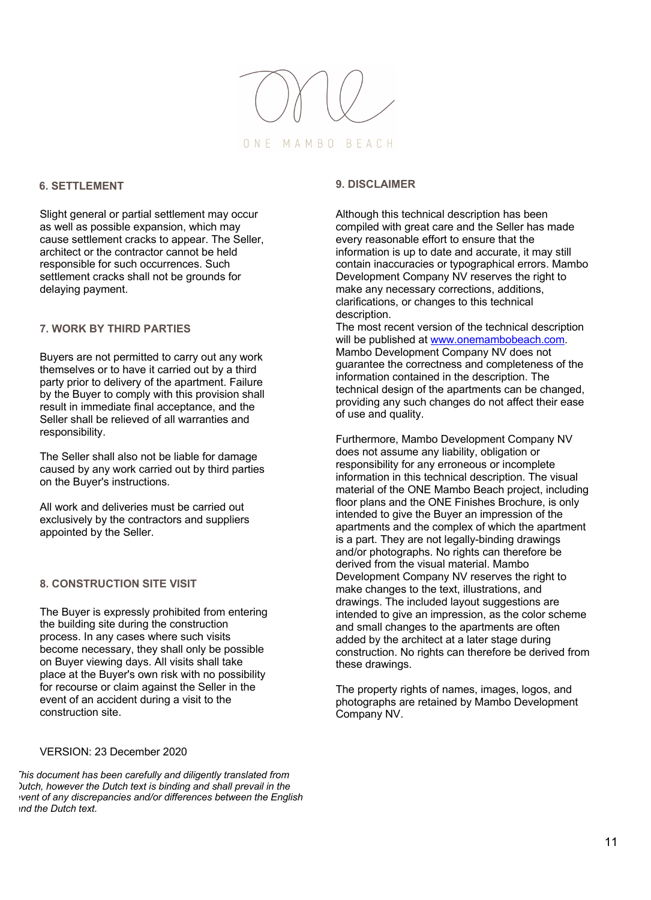ONE MAMBO BEACH

## 6. SETTLEMENT

Slight general or partial settlement may occur as well as possible expansion, which may cause settlement cracks to appear. The Seller, architect or the contractor cannot be held responsible for such occurrences. Such settlement cracks shall not be grounds for delaying payment.

## 7. WORK BY THIRD PARTIES

Buyers are not permitted to carry out any work themselves or to have it carried out by a third party prior to delivery of the apartment. Failure by the Buyer to comply with this provision shall result in immediate final acceptance, and the Seller shall be relieved of all warranties and responsibility.

The Seller shall also not be liable for damage caused by any work carried out by third parties on the Buyer's instructions.

All work and deliveries must be carried out exclusively by the contractors and suppliers appointed by the Seller.

## 8. CONSTRUCTION SITE VISIT

The Buyer is expressly prohibited from entering the building site during the construction process. In any cases where such visits become necessary, they shall only be possible on Buyer viewing days. All visits shall take place at the Buyer's own risk with no possibility for recourse or claim against the Seller in the event of an accident during a visit to the construction site.

VERSION: 23 December 2020

*This document has been carefully and diligently translated from Dutch, however the Dutch text is binding and shall prevail in the event of any discrepancies and/or differences between the English and the Dutch text.*

## 9. DISCLAIMER

Although this technical description has been compiled with great care and the Seller has made every reasonable effort to ensure that the information is up to date and accurate, it may still contain inaccuracies or typographical errors. Mambo Development Company NV reserves the right to make any necessary corrections, additions, clarifications, or changes to this technical description.
The most recent version of the technical description will be published at [www.onemambobeach.com](http://www.onemambobeach.com).
Mambo Development Company NV does not guarantee the correctness and completeness of the information contained in the description. The technical design of the apartments can be changed, providing any such changes do not affect their ease of use and quality.

Furthermore, Mambo Development Company NV does not assume any liability, obligation or responsibility for any erroneous or incomplete information in this technical description. The visual material of the ONE Mambo Beach project, including floor plans and the ONE Finishes Brochure, is only intended to give the Buyer an impression of the apartments and the complex of which the apartment is a part. They are not legally-binding drawings and/or photographs. No rights can therefore be derived from the visual material. Mambo Development Company NV reserves the right to make changes to the text, illustrations, and drawings. The included layout suggestions are intended to give an impression, as the color scheme and small changes to the apartments are often added by the architect at a later stage during construction. No rights can therefore be derived from these drawings.

The property rights of names, images, logos, and photographs are retained by Mambo Development Company NV.